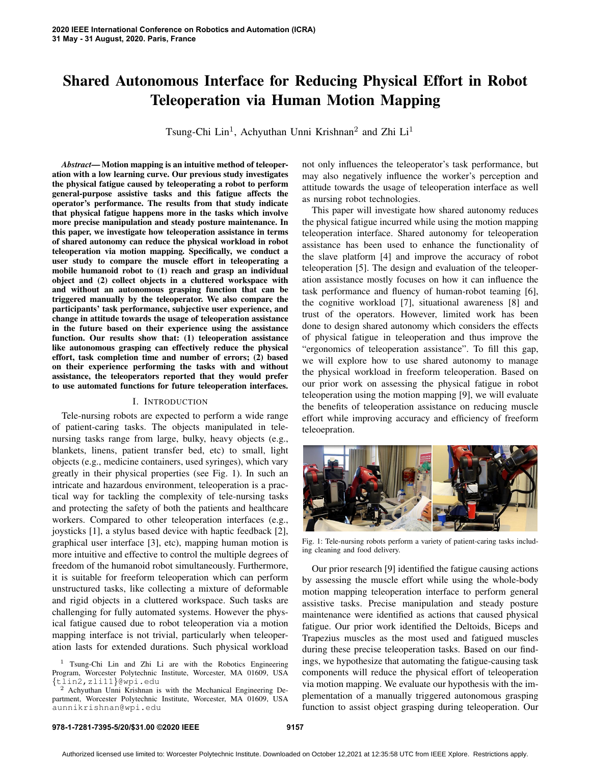# Shared Autonomous Interface for Reducing Physical Effort in Robot Teleoperation via Human Motion Mapping

Tsung-Chi Lin[1], Achyuthan Unni Krishnan[2] and Zhi Li[1]

***Abstract*— Motion mapping is an intuitive method of teleoperation with a low learning curve. Our previous study investigates the physical fatigue caused by teleoperating a robot to perform general-purpose assistive tasks and this fatigue affects the operator's performance. The results from that study indicate that physical fatigue happens more in the tasks which involve more precise manipulation and steady posture maintenance. In this paper, we investigate how teleoperation assistance in terms of shared autonomy can reduce the physical workload in robot teleoperation via motion mapping. Specifically, we conduct a user study to compare the muscle effort in teleoperating a mobile humanoid robot to (1) reach and grasp an individual object and (2) collect objects in a cluttered workspace with and without an autonomous grasping function that can be triggered manually by the teleoperator. We also compare the participants' task performance, subjective user experience, and change in attitude towards the usage of teleoperation assistance in the future based on their experience using the assistance function. Our results show that: (1) teleoperation assistance like autonomous grasping can effectively reduce the physical effort, task completion time and number of errors; (2) based on their experience performing the tasks with and without assistance, the teleoperators reported that they would prefer to use automated functions for future teleoperation interfaces.**

## I. INTRODUCTION

Tele-nursing robots are expected to perform a wide range of patient-caring tasks. The objects manipulated in tele-nursing tasks range from large, bulky, heavy objects (e.g., blankets, linens, patient transfer bed, etc) to small, light objects (e.g., medicine containers, used syringes), which vary greatly in their physical properties (see Fig. 1). In such an intricate and hazardous environment, teleoperation is a practical way for tackling the complexity of tele-nursing tasks and protecting the safety of both the patients and healthcare workers. Compared to other teleoperation interfaces (e.g., joysticks [1], a stylus based device with haptic feedback [2], graphical user interface [3], etc), mapping human motion is more intuitive and effective to control the multiple degrees of freedom of the humanoid robot simultaneously. Furthermore, it is suitable for freeform teleoperation which can perform unstructured tasks, like collecting a mixture of deformable and rigid objects in a cluttered workspace. Such tasks are challenging for fully automated systems. However the physical fatigue caused due to robot teleoperation via a motion mapping interface is not trivial, particularly when teleoperation lasts for extended durations. Such physical workload not only influences the teleoperator's task performance, but may also negatively influence the worker's perception and attitude towards the usage of teleoperation interface as well as nursing robot technologies.

This paper will investigate how shared autonomy reduces the physical fatigue incurred while using the motion mapping teleoperation interface. Shared autonomy for teleoperation assistance has been used to enhance the functionality of the slave platform [4] and improve the accuracy of robot teleoperation [5]. The design and evaluation of the teleoperation assistance mostly focuses on how it can influence the task performance and fluency of human-robot teaming [6], the cognitive workload [7], situational awareness [8] and trust of the operators. However, limited work has been done to design shared autonomy which considers the effects of physical fatigue in teleoperation and thus improve the "ergonomics of teleoperation assistance". To fill this gap, we will explore how to use shared autonomy to manage the physical workload in freeform teleoperation. Based on our prior work on assessing the physical fatigue in robot teleoperation using the motion mapping [9], we will evaluate the benefits of teleoperation assistance on reducing muscle effort while improving accuracy and efficiency of freeform teleoepration.

Fig. 1: Tele-nursing robots perform a variety of patient-caring tasks including cleaning and food delivery.

Our prior research [9] identified the fatigue causing actions by assessing the muscle effort while using the whole-body motion mapping teleoperation interface to perform general assistive tasks. Precise manipulation and steady posture maintenance were identified as actions that caused physical fatigue. Our prior work identified the Deltoids, Biceps and Trapezius muscles as the most used and fatigued muscles during these precise teleoperation tasks. Based on our findings, we hypothesize that automating the fatigue-causing task components will reduce the physical effort of teleoperation via motion mapping. We evaluate our hypothesis with the implementation of a manually triggered autonomous grasping function to assist object grasping during teleoperation. Our

[1] Tsung-Chi Lin and Zhi Li are with the Robotics Engineering Program, Worcester Polytechnic Institute, Worcester, MA 01609, USA {tlin2,zli11}@wpi.edu

[2] Achyuthan Unni Krishnan is with the Mechanical Engineering Department, Worcester Polytechnic Institute, Worcester, MA 01609, USA aunnikrishnan@wpi.edu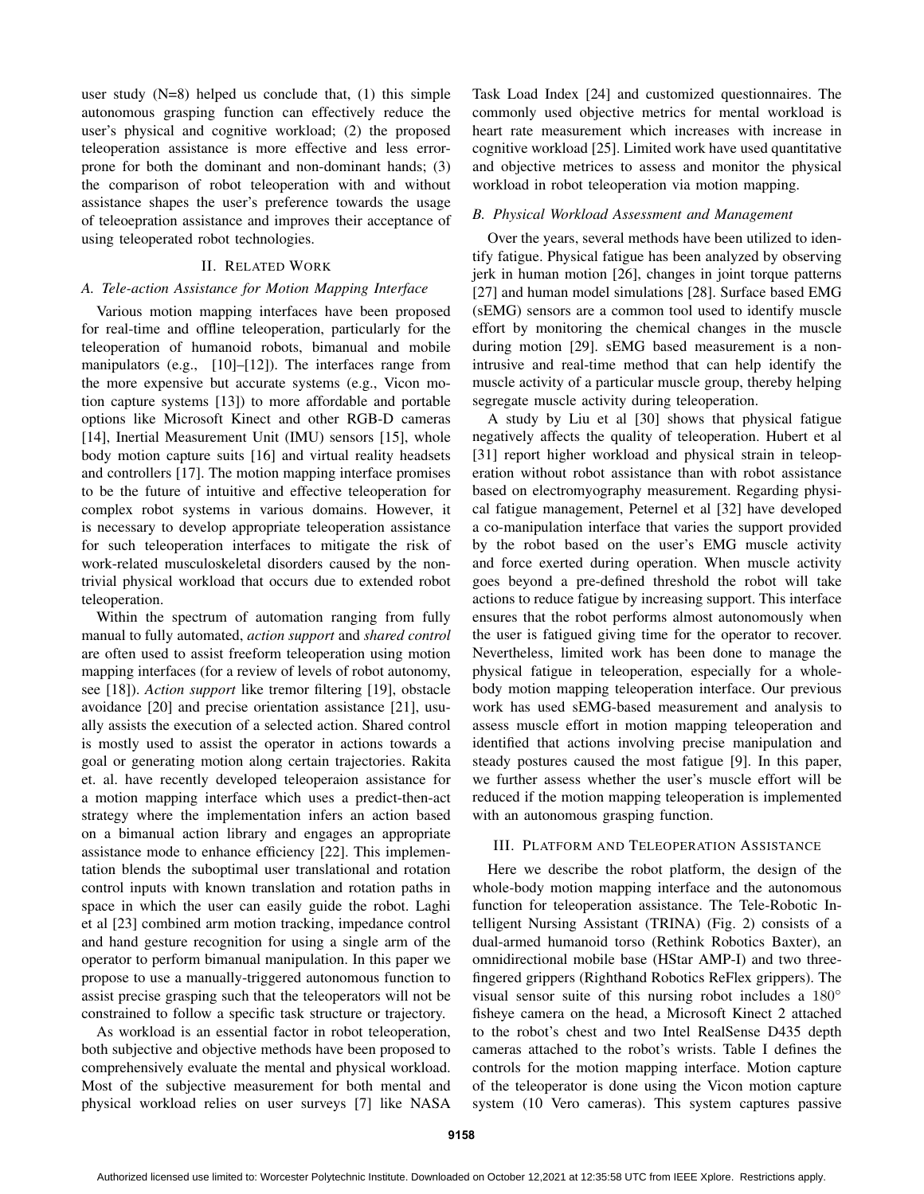user study (N=8) helped us conclude that, (1) this simple autonomous grasping function can effectively reduce the user's physical and cognitive workload; (2) the proposed teleoperation assistance is more effective and less error-prone for both the dominant and non-dominant hands; (3) the comparison of robot teleoperation with and without assistance shapes the user's preference towards the usage of teleoepration assistance and improves their acceptance of using teleoperated robot technologies.

## II. Related Work

### A. Tele-action Assistance for Motion Mapping Interface

Various motion mapping interfaces have been proposed for real-time and offline teleoperation, particularly for the teleoperation of humanoid robots, bimanual and mobile manipulators (e.g., [10]–[12]). The interfaces range from the more expensive but accurate systems (e.g., Vicon motion capture systems [13]) to more affordable and portable options like Microsoft Kinect and other RGB-D cameras [14], Inertial Measurement Unit (IMU) sensors [15], whole body motion capture suits [16] and virtual reality headsets and controllers [17]. The motion mapping interface promises to be the future of intuitive and effective teleoperation for complex robot systems in various domains. However, it is necessary to develop appropriate teleoperation assistance for such teleoperation interfaces to mitigate the risk of work-related musculoskeletal disorders caused by the non-trivial physical workload that occurs due to extended robot teleoperation.

Within the spectrum of automation ranging from fully manual to fully automated, *action support* and *shared control* are often used to assist freeform teleoperation using motion mapping interfaces (for a review of levels of robot autonomy, see [18]). *Action support* like tremor filtering [19], obstacle avoidance [20] and precise orientation assistance [21], usually assists the execution of a selected action. Shared control is mostly used to assist the operator in actions towards a goal or generating motion along certain trajectories. Rakita et. al. have recently developed teleoperaion assistance for a motion mapping interface which uses a predict-then-act strategy where the implementation infers an action based on a bimanual action library and engages an appropriate assistance mode to enhance efficiency [22]. This implementation blends the suboptimal user translational and rotation control inputs with known translation and rotation paths in space in which the user can easily guide the robot. Laghi et al [23] combined arm motion tracking, impedance control and hand gesture recognition for using a single arm of the operator to perform bimanual manipulation. In this paper we propose to use a manually-triggered autonomous function to assist precise grasping such that the teleoperators will not be constrained to follow a specific task structure or trajectory.

As workload is an essential factor in robot teleoperation, both subjective and objective methods have been proposed to comprehensively evaluate the mental and physical workload. Most of the subjective measurement for both mental and physical workload relies on user surveys [7] like NASA Task Load Index [24] and customized questionnaires. The commonly used objective metrics for mental workload is heart rate measurement which increases with increase in cognitive workload [25]. Limited work have used quantitative and objective metrices to assess and monitor the physical workload in robot teleoperation via motion mapping.

### B. Physical Workload Assessment and Management

Over the years, several methods have been utilized to identify fatigue. Physical fatigue has been analyzed by observing jerk in human motion [26], changes in joint torque patterns [27] and human model simulations [28]. Surface based EMG (sEMG) sensors are a common tool used to identify muscle effort by monitoring the chemical changes in the muscle during motion [29]. sEMG based measurement is a non-intrusive and real-time method that can help identify the muscle activity of a particular muscle group, thereby helping segregate muscle activity during teleoperation.

A study by Liu et al [30] shows that physical fatigue negatively affects the quality of teleoperation. Hubert et al [31] report higher workload and physical strain in teleoperation without robot assistance than with robot assistance based on electromyography measurement. Regarding physical fatigue management, Peternel et al [32] have developed a co-manipulation interface that varies the support provided by the robot based on the user's EMG muscle activity and force exerted during operation. When muscle activity goes beyond a pre-defined threshold the robot will take actions to reduce fatigue by increasing support. This interface ensures that the robot performs almost autonomously when the user is fatigued giving time for the operator to recover. Nevertheless, limited work has been done to manage the physical fatigue in teleoperation, especially for a whole-body motion mapping teleoperation interface. Our previous work has used sEMG-based measurement and analysis to assess muscle effort in motion mapping teleoperation and identified that actions involving precise manipulation and steady postures caused the most fatigue [9]. In this paper, we further assess whether the user's muscle effort will be reduced if the motion mapping teleoperation is implemented with an autonomous grasping function.

## III. Platform and Teleoperation Assistance

Here we describe the robot platform, the design of the whole-body motion mapping interface and the autonomous function for teleoperation assistance. The Tele-Robotic Intelligent Nursing Assistant (TRINA) (Fig. 2) consists of a dual-armed humanoid torso (Rethink Robotics Baxter), an omnidirectional mobile base (HStar AMP-I) and two three-fingered grippers (Righthand Robotics ReFlex grippers). The visual sensor suite of this nursing robot includes a 180° fisheye camera on the head, a Microsoft Kinect 2 attached to the robot's chest and two Intel RealSense D435 depth cameras attached to the robot's wrists. Table I defines the controls for the motion mapping interface. Motion capture of the teleoperator is done using the Vicon motion capture system (10 Vero cameras). This system captures passive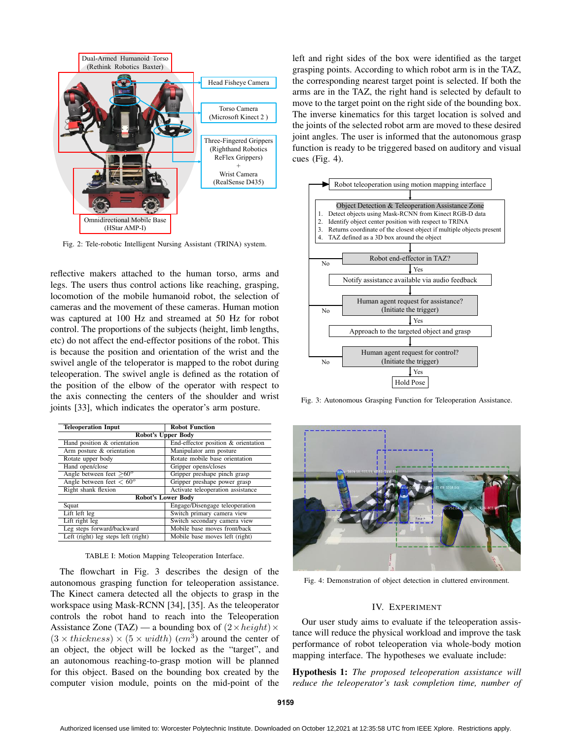Fig. 2: Tele-robotic Intelligent Nursing Assistant (TRINA) system.

reflective makers attached to the human torso, arms and legs. The users thus control actions like reaching, grasping, locomotion of the mobile humanoid robot, the selection of cameras and the movement of these cameras. Human motion was captured at 100 Hz and streamed at 50 Hz for robot control. The proportions of the subjects (height, limb lengths, etc) do not affect the end-effector positions of the robot. This is because the position and orientation of the wrist and the swivel angle of the teleoperator is mapped to the robot during teleoperation. The swivel angle is defined as the rotation of the position of the elbow of the operator with respect to the axis connecting the centers of the shoulder and wrist joints [33], which indicates the operator's arm posture.

| Teleoperation Input | Robot Function |
|---|---|
| **Robot's Upper Body** | |
| Hand position & orientation | End-effector position & orientation |
| Arm posture & orientation | Manipulator arm posture |
| Rotate upper body | Rotate mobile base orientation |
| Hand open/close | Gripper opens/closes |
| Angle between feet $\geq 60^o$ | Gripper preshape pinch grasp |
| Angle between feet $< 60^o$ | Gripper preshape power grasp |
| Right shank flexion | Activate teleoperation assistance |
| **Robot's Lower Body** | |
| Squat | Engage/Disengage teleoperation |
| Lift left leg | Switch primary camera view |
| Lift right leg | Switch secondary camera view |
| Leg steps forward/backward | Mobile base moves front/back |
| Left (right) leg steps left (right) | Mobile base moves left (right) |

TABLE I: Motion Mapping Teleoperation Interface.

The flowchart in Fig. 3 describes the design of the autonomous grasping function for teleoperation assistance. The Kinect camera detected all the objects to grasp in the workspace using Mask-RCNN [34], [35]. As the teleoperator controls the robot hand to reach into the Teleoperation Assistance Zone (TAZ) — a bounding box of $(2 \times height) \times (3 \times thickness) \times (5 \times width)$ $(cm^3)$ around the center of an object, the object will be locked as the "target", and an autonomous reaching-to-grasp motion will be planned for this object. Based on the bounding box created by the computer vision module, points on the mid-point of the left and right sides of the box were identified as the target grasping points. According to which robot arm is in the TAZ, the corresponding nearest target point is selected. If both the arms are in the TAZ, the right hand is selected by default to move to the target point on the right side of the bounding box. The inverse kinematics for this target location is solved and the joints of the selected robot arm are moved to these desired joint angles. The user is informed that the autonomous grasp function is ready to be triggered based on auditory and visual cues (Fig. 4).

Fig. 3: Autonomous Grasping Function for Teleoperation Assistance.

Fig. 4: Demonstration of object detection in cluttered environment.

## IV. EXPERIMENT

Our user study aims to evaluate if the teleoperation assistance will reduce the physical workload and improve the task performance of robot teleoperation via whole-body motion mapping interface. The hypotheses we evaluate include:

**Hypothesis 1:** *The proposed teleoperation assistance will reduce the teleoperator's task completion time, number of*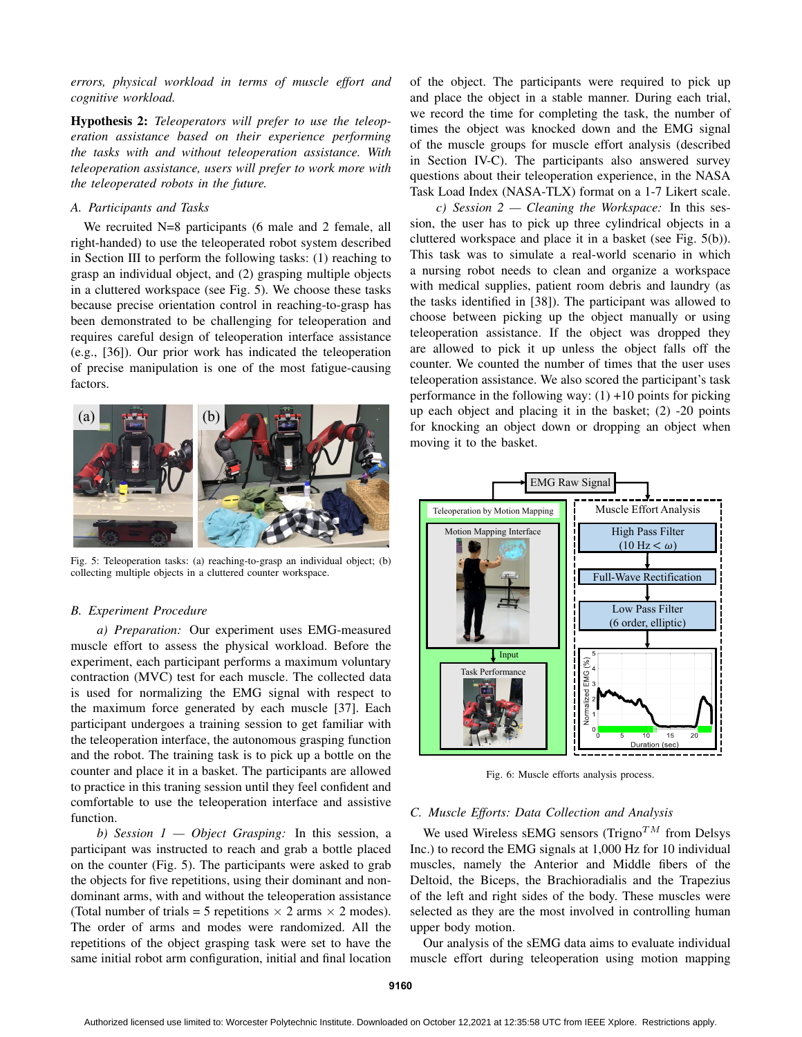errors, physical workload in terms of muscle effort and cognitive workload.*

**Hypothesis 2:** *Teleoperators will prefer to use the teleoperation assistance based on their experience performing the tasks with and without teleoperation assistance. With teleoperation assistance, users will prefer to work more with the teleoperated robots in the future.*

### A. Participants and Tasks

We recruited N=8 participants (6 male and 2 female, all right-handed) to use the teleoperated robot system described in Section III to perform the following tasks: (1) reaching to grasp an individual object, and (2) grasping multiple objects in a cluttered workspace (see Fig. 5). We choose these tasks because precise orientation control in reaching-to-grasp has been demonstrated to be challenging for teleoperation and requires careful design of teleoperation interface assistance (e.g., [36]). Our prior work has indicated the teleoperation of precise manipulation is one of the most fatigue-causing factors.

Fig. 5: Teleoperation tasks: (a) reaching-to-grasp an individual object; (b) collecting multiple objects in a cluttered counter workspace.

### B. Experiment Procedure

*a) Preparation:* Our experiment uses EMG-measured muscle effort to assess the physical workload. Before the experiment, each participant performs a maximum voluntary contraction (MVC) test for each muscle. The collected data is used for normalizing the EMG signal with respect to the maximum force generated by each muscle [37]. Each participant undergoes a training session to get familiar with the teleoperation interface, the autonomous grasping function and the robot. The training task is to pick up a bottle on the counter and place it in a basket. The participants are allowed to practice in this traning session until they feel confident and comfortable to use the teleoperation interface and assistive function.

*b) Session 1 — Object Grasping:* In this session, a participant was instructed to reach and grab a bottle placed on the counter (Fig. 5). The participants were asked to grab the objects for five repetitions, using their dominant and non-dominant arms, with and without the teleoperation assistance (Total number of trials = 5 repetitions $\times$ 2 arms $\times$ 2 modes). The order of arms and modes were randomized. All the repetitions of the object grasping task were set to have the same initial robot arm configuration, initial and final location of the object. The participants were required to pick up and place the object in a stable manner. During each trial, we record the time for completing the task, the number of times the object was knocked down and the EMG signal of the muscle groups for muscle effort analysis (described in Section IV-C). The participants also answered survey questions about their teleoperation experience, in the NASA Task Load Index (NASA-TLX) format on a 1-7 Likert scale.

*c) Session 2 — Cleaning the Workspace:* In this session, the user has to pick up three cylindrical objects in a cluttered workspace and place it in a basket (see Fig. 5(b)). This task was to simulate a real-world scenario in which a nursing robot needs to clean and organize a workspace with medical supplies, patient room debris and laundry (as the tasks identified in [38]). The participant was allowed to choose between picking up the object manually or using teleoperation assistance. If the object was dropped they are allowed to pick it up unless the object falls off the counter. We counted the number of times that the user uses teleoperation assistance. We also scored the participant's task performance in the following way: (1) +10 points for picking up each object and placing it in the basket; (2) -20 points for knocking an object down or dropping an object when moving it to the basket.

Fig. 6: Muscle efforts analysis process.

### C. Muscle Efforts: Data Collection and Analysis

We used Wireless sEMG sensors (Trigno$^{TM}$ from Delsys Inc.) to record the EMG signals at 1,000 Hz for 10 individual muscles, namely the Anterior and Middle fibers of the Deltoid, the Biceps, the Brachioradialis and the Trapezius of the left and right sides of the body. These muscles were selected as they are the most involved in controlling human upper body motion.

Our analysis of the sEMG data aims to evaluate individual muscle effort during teleoperation using motion mapping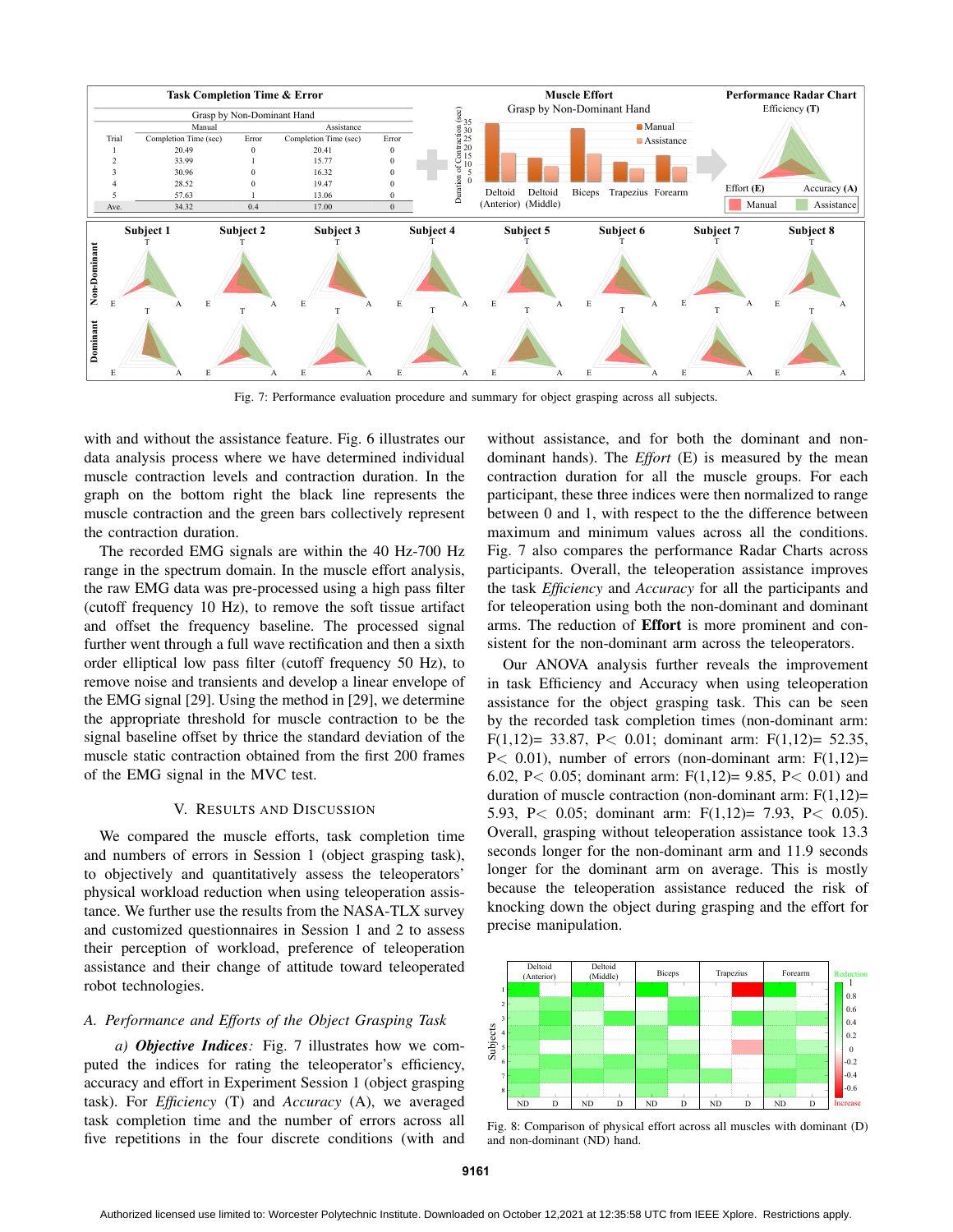| Task Completion Time & Error | | | | | |
|---|---|---|---|---|---|
| Grasp by Non-Dominant Hand | | | | | |
| | Manual | | Assistance | | |
| Trial | Completion Time (sec) | Error | Completion Time (sec) | Error | |
| 1 | 20.49 | 0 | 20.41 | 0 | |
| 2 | 33.99 | 1 | 15.77 | 0 | |
| 3 | 30.96 | 0 | 16.32 | 0 | |
| 4 | 28.52 | 0 | 19.47 | 0 | |
| 5 | 57.63 | 1 | 13.06 | 0 | |
| Ave. | 34.32 | 0.4 | 17.00 | 0 | |

Fig. 7: Performance evaluation procedure and summary for object grasping across all subjects.

with and without the assistance feature. Fig. 6 illustrates our data analysis process where we have determined individual muscle contraction levels and contraction duration. In the graph on the bottom right the black line represents the muscle contraction and the green bars collectively represent the contraction duration.

The recorded EMG signals are within the 40 Hz-700 Hz range in the spectrum domain. In the muscle effort analysis, the raw EMG data was pre-processed using a high pass filter (cutoff frequency 10 Hz), to remove the soft tissue artifact and offset the frequency baseline. The processed signal further went through a full wave rectification and then a sixth order elliptical low pass filter (cutoff frequency 50 Hz), to remove noise and transients and develop a linear envelope of the EMG signal [29]. Using the method in [29], we determine the appropriate threshold for muscle contraction to be the signal baseline offset by thrice the standard deviation of the muscle static contraction obtained from the first 200 frames of the EMG signal in the MVC test.

## V. Results and Discussion

We compared the muscle efforts, task completion time and numbers of errors in Session 1 (object grasping task), to objectively and quantitatively assess the teleoperators' physical workload reduction when using teleoperation assistance. We further use the results from the NASA-TLX survey and customized questionnaires in Session 1 and 2 to assess their perception of workload, preference of teleoperation assistance and their change of attitude toward teleoperated robot technologies.

### A. Performance and Efforts of the Object Grasping Task

*a) **Objective Indices**:* Fig. 7 illustrates how we computed the indices for rating the teleoperator's efficiency, accuracy and effort in Experiment Session 1 (object grasping task). For *Efficiency* (T) and *Accuracy* (A), we averaged task completion time and the number of errors across all five repetitions in the four discrete conditions (with and without assistance, and for both the dominant and non-dominant hands). The *Effort* (E) is measured by the mean contraction duration for all the muscle groups. For each participant, these three indices were then normalized to range between 0 and 1, with respect to the the difference between maximum and minimum values across all the conditions. Fig. 7 also compares the performance Radar Charts across participants. Overall, the teleoperation assistance improves the task *Efficiency* and *Accuracy* for all the participants and for teleoperation using both the non-dominant and dominant arms. The reduction of **Effort** is more prominent and consistent for the non-dominant arm across the teleoperators.

Our ANOVA analysis further reveals the improvement in task Efficiency and Accuracy when using teleoperation assistance for the object grasping task. This can be seen by the recorded task completion times (non-dominant arm: $F(1,12) = 33.87$, $P < 0.01$; dominant arm: $F(1,12) = 52.35$, $P < 0.01$), number of errors (non-dominant arm: $F(1,12) = 6.02$, $P < 0.05$; dominant arm: $F(1,12) = 9.85$, $P < 0.01$) and duration of muscle contraction (non-dominant arm: $F(1,12) = 5.93$, $P < 0.05$; dominant arm: $F(1,12) = 7.93$, $P < 0.05$). Overall, grasping without teleoperation assistance took 13.3 seconds longer for the non-dominant arm and 11.9 seconds longer for the dominant arm on average. This is mostly because the teleoperation assistance reduced the risk of knocking down the object during grasping and the effort for precise manipulation.

Fig. 8: Comparison of physical effort across all muscles with dominant (D) and non-dominant (ND) hand.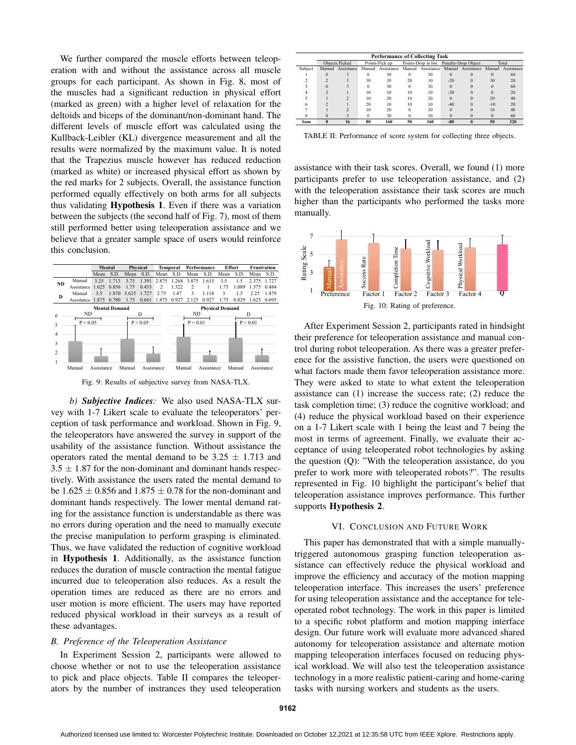We further compared the muscle efforts between teleoperation with and without the assistance across all muscle groups for each participant. As shown in Fig. 8, most of the muscles had a significant reduction in physical effort (marked as green) with a higher level of relaxation for the deltoids and biceps of the dominant/non-dominant hand. The different levels of muscle effort was calculated using the Kullback-Leibler (KL) divergence measurement and all the results were normalized by the maximum value. It is noted that the Trapezius muscle however has reduced reduction (marked as white) or increased physical effort as shown by the red marks for 2 subjects. Overall, the assistance function performed equally effectively on both arms for all subjects thus validating **Hypothesis 1**. Even if there was a variation between the subjects (the second half of Fig. 7), most of them still performed better using teleoperation assistance and we believe that a greater sample space of users would reinforce this conclusion.

| | | Mental | | Physical | | Temporal | | Performance | | Effort | | Frustration | |
|---|---|---|---|---|---|---|---|---|---|---|---|---|---|
| | | Mean | S.D. | Mean | S.D. | Mean | S.D. | Mean | S.D. | Mean | S.D. | Mean | S.D. |
| ND | Manual | 3.25 | 1.713 | 3.75 | 1.391 | 2.875 | 1.268 | 3.875 | 1.615 | 3.5 | 1.5 | 2.375 | 1.727 |
| | Assistance | 1.625 | 0.856 | 1.75 | 0.433 | 2 | 1.322 | 2 | 1 | 1.75 | 1.089 | 1.375 | 0.484 |
| D | Manual | 3.5 | 1.870 | 3.625 | 1.727 | 2.75 | 1.47 | 3 | 1.118 | 3 | 1.5 | 2.25 | 1.479 |
| | Assistance | 1.875 | 0.780 | 1.75 | 0.661 | 1.875 | 0.927 | 2.125 | 0.927 | 1.75 | 0.829 | 1.625 | 0.695 |

Fig. 9: Results of subjective survey from NASA-TLX.

*b) **Subjective Indices**:* We also used NASA-TLX survey with 1-7 Likert scale to evaluate the teleoperators' perception of task performance and workload. Shown in Fig. 9, the teleoperators have answered the survey in support of the usability of the assistance function. Without assistance the operators rated the mental demand to be $3.25 \pm 1.713$ and $3.5 \pm 1.87$ for the non-dominant and dominant hands respectively. With assistance the users rated the mental demand to be $1.625 \pm 0.856$ and $1.875 \pm 0.78$ for the non-dominant and dominant hands respectively. The lower mental demand rating for the assistance function is understandable as there was no errors during operation and the need to manually execute the precise manipulation to perform grasping is eliminated. Thus, we have validated the reduction of cognitive workload in **Hypothesis 1**. Additionally, as the assistance function reduces the duration of muscle contraction the mental fatigue incurred due to teleoperation also reduces. As a result the operation times are reduced as there are no errors and user motion is more efficient. The users may have reported reduced physical workload in their surveys as a result of these advantages.

### B. Preference of the Teleoperation Assistance

In Experiment Session 2, participants were allowed to choose whether or not to use the teleoperation assistance to pick and place objects. Table II compares the teleoperators by the number of instrances they used teleoperation assistance with their task scores. Overall, we found (1) more participants prefer to use teleoperation assistance, and (2) with the teleoperation assistance their task scores are much higher than the participants who performed the tasks more manually.

| Performance of Collecting Task | | | | | | | | | | |
|---|---|---|---|---|---|---|---|---|---|---|
| | Objects Picked | | Points-Pick up | | Points-Drop in bin | | Penalty-Drop Object | | Total | |
| Subject | Manual | Assistance | Manual | Assistance | Manual | Assistance | Manual | Assistance | Manual | Assistance |
| 1 | 0 | 3 | 0 | 30 | 0 | 30 | 0 | 0 | 0 | 60 |
| 2 | 2 | 1 | 30 | 10 | 20 | 10 | -20 | 0 | 30 | 20 |
| 3 | 0 | 3 | 0 | 30 | 0 | 30 | 0 | 0 | 0 | 60 |
| 4 | 2 | 1 | 10 | 10 | 10 | 10 | -20 | 0 | 0 | 20 |
| 5 | 1 | 2 | 10 | 20 | 10 | 20 | 0 | 0 | 20 | 40 |
| 6 | 2 | 1 | 20 | 10 | 10 | 10 | -40 | 0 | -10 | 20 |
| 7 | 1 | 2 | 10 | 20 | 0 | 20 | 0 | 0 | 10 | 40 |
| 8 | 0 | 3 | 0 | 30 | 0 | 30 | 0 | 0 | 0 | 60 |
| **Sum** | **8** | **16** | **80** | **160** | **50** | **160** | **-80** | **0** | **50** | **320** |

TABLE II: Performance of score system for collecting three objects.

Fig. 10: Rating of preference.

After Experiment Session 2, participants rated in hindsight their preference for teleoperation assistance and manual control during robot teleoperation. As there was a greater preference for the assistive function, the users were questioned on what factors made them favor teleoperation assistance more. They were asked to state to what extent the teleoperation assistance can (1) increase the success rate; (2) reduce the task completion time; (3) reduce the cognitive workload; and (4) reduce the physical workload based on their experience on a 1-7 Likert scale with 1 being the least and 7 being the most in terms of agreement. Finally, we evaluate their acceptance of using teleoperated robot technologies by asking the question (Q): "With the teleoperation assistance, do you prefer to work more with teleoperated robots?". The results represented in Fig. 10 highlight the participant's belief that teleoperation assistance improves performance. This further supports **Hypothesis 2**.

## VI. Conclusion and Future Work

This paper has demonstrated that with a simple manually-triggered autonomous grasping function teleoperation assistance can effectively reduce the physical workload and improve the efficiency and accuracy of the motion mapping teleoperation interface. This increases the users' preference for using teleoperation assistance and the acceptance for teleoperated robot technology. The work in this paper is limited to a specific robot platform and motion mapping interface design. Our future work will evaluate more advanced shared autonomy for teleoperation assistance and alternate motion mapping teleoperation interfaces focused on reducing physical workload. We will also test the teleoperation assistance technology in a more realistic patient-caring and home-caring tasks with nursing workers and students as the users.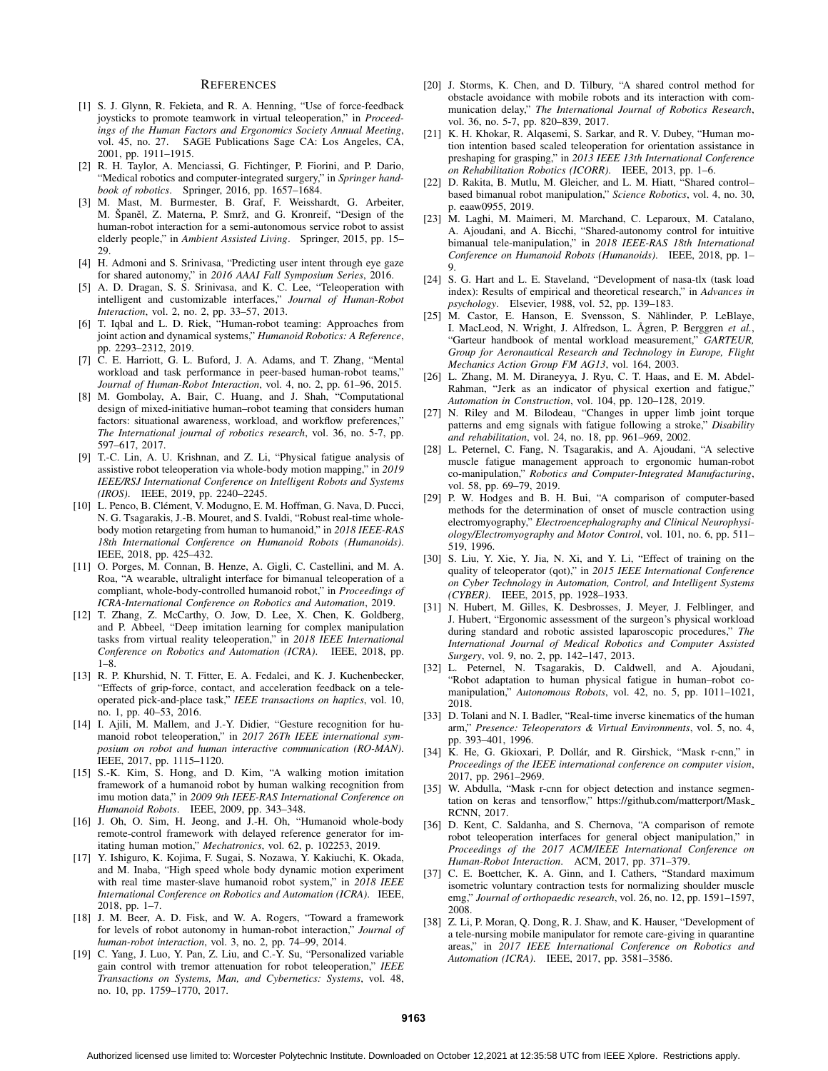## References

[1] S. J. Glynn, R. Fekieta, and R. A. Henning, "Use of force-feedback joysticks to promote teamwork in virtual teleoperation," in *Proceedings of the Human Factors and Ergonomics Society Annual Meeting*, vol. 45, no. 27. SAGE Publications Sage CA: Los Angeles, CA, 2001, pp. 1911–1915.

[2] R. H. Taylor, A. Menciassi, G. Fichtinger, P. Fiorini, and P. Dario, "Medical robotics and computer-integrated surgery," in *Springer handbook of robotics*. Springer, 2016, pp. 1657–1684.

[3] M. Mast, M. Burmester, B. Graf, F. Weisshardt, G. Arbeiter, M. Španěl, Z. Materna, P. Smrž, and G. Kronreif, "Design of the human-robot interaction for a semi-autonomous service robot to assist elderly people," in *Ambient Assisted Living*. Springer, 2015, pp. 15–29.

[4] H. Admoni and S. Srinivasa, "Predicting user intent through eye gaze for shared autonomy," in *2016 AAAI Fall Symposium Series*, 2016.

[5] A. D. Dragan, S. S. Srinivasa, and K. C. Lee, "Teleoperation with intelligent and customizable interfaces," *Journal of Human-Robot Interaction*, vol. 2, no. 2, pp. 33–57, 2013.

[6] T. Iqbal and L. D. Riek, "Human-robot teaming: Approaches from joint action and dynamical systems," *Humanoid Robotics: A Reference*, pp. 2293–2312, 2019.

[7] C. E. Harriott, G. L. Buford, J. A. Adams, and T. Zhang, "Mental workload and task performance in peer-based human-robot teams," *Journal of Human-Robot Interaction*, vol. 4, no. 2, pp. 61–96, 2015.

[8] M. Gombolay, A. Bair, C. Huang, and J. Shah, "Computational design of mixed-initiative human–robot teaming that considers human factors: situational awareness, workload, and workflow preferences," *The International journal of robotics research*, vol. 36, no. 5-7, pp. 597–617, 2017.

[9] T.-C. Lin, A. U. Krishnan, and Z. Li, "Physical fatigue analysis of assistive robot teleoperation via whole-body motion mapping," in *2019 IEEE/RSJ International Conference on Intelligent Robots and Systems (IROS)*. IEEE, 2019, pp. 2240–2245.

[10] L. Penco, B. Clément, V. Modugno, E. M. Hoffman, G. Nava, D. Pucci, N. G. Tsagarakis, J.-B. Mouret, and S. Ivaldi, "Robust real-time whole-body motion retargeting from human to humanoid," in *2018 IEEE-RAS 18th International Conference on Humanoid Robots (Humanoids)*. IEEE, 2018, pp. 425–432.

[11] O. Porges, M. Connan, B. Henze, A. Gigli, C. Castellini, and M. A. Roa, "A wearable, ultralight interface for bimanual teleoperation of a compliant, whole-body-controlled humanoid robot," in *Proceedings of ICRA-International Conference on Robotics and Automation*, 2019.

[12] T. Zhang, Z. McCarthy, O. Jow, D. Lee, X. Chen, K. Goldberg, and P. Abbeel, "Deep imitation learning for complex manipulation tasks from virtual reality teleoperation," in *2018 IEEE International Conference on Robotics and Automation (ICRA)*. IEEE, 2018, pp. 1–8.

[13] R. P. Khurshid, N. T. Fitter, E. A. Fedalei, and K. J. Kuchenbecker, "Effects of grip-force, contact, and acceleration feedback on a teleoperated pick-and-place task," *IEEE transactions on haptics*, vol. 10, no. 1, pp. 40–53, 2016.

[14] I. Ajili, M. Mallem, and J.-Y. Didier, "Gesture recognition for humanoid robot teleoperation," in *2017 26Th IEEE international symposium on robot and human interactive communication (RO-MAN)*. IEEE, 2017, pp. 1115–1120.

[15] S.-K. Kim, S. Hong, and D. Kim, "A walking motion imitation framework of a humanoid robot by human walking recognition from imu motion data," in *2009 9th IEEE-RAS International Conference on Humanoid Robots*. IEEE, 2009, pp. 343–348.

[16] J. Oh, O. Sim, H. Jeong, and J.-H. Oh, "Humanoid whole-body remote-control framework with delayed reference generator for imitating human motion," *Mechatronics*, vol. 62, p. 102253, 2019.

[17] Y. Ishiguro, K. Kojima, F. Sugai, S. Nozawa, Y. Kakiuchi, K. Okada, and M. Inaba, "High speed whole body dynamic motion experiment with real time master-slave humanoid robot system," in *2018 IEEE International Conference on Robotics and Automation (ICRA)*. IEEE, 2018, pp. 1–7.

[18] J. M. Beer, A. D. Fisk, and W. A. Rogers, "Toward a framework for levels of robot autonomy in human-robot interaction," *Journal of human-robot interaction*, vol. 3, no. 2, pp. 74–99, 2014.

[19] C. Yang, J. Luo, Y. Pan, Z. Liu, and C.-Y. Su, "Personalized variable gain control with tremor attenuation for robot teleoperation," *IEEE Transactions on Systems, Man, and Cybernetics: Systems*, vol. 48, no. 10, pp. 1759–1770, 2017.

[20] J. Storms, K. Chen, and D. Tilbury, "A shared control method for obstacle avoidance with mobile robots and its interaction with communication delay," *The International Journal of Robotics Research*, vol. 36, no. 5-7, pp. 820–839, 2017.

[21] K. H. Khokar, R. Alqasemi, S. Sarkar, and R. V. Dubey, "Human motion intention based scaled teleoperation for orientation assistance in preshaping for grasping," in *2013 IEEE 13th International Conference on Rehabilitation Robotics (ICORR)*. IEEE, 2013, pp. 1–6.

[22] D. Rakita, B. Mutlu, M. Gleicher, and L. M. Hiatt, "Shared control–based bimanual robot manipulation," *Science Robotics*, vol. 4, no. 30, p. eaaw0955, 2019.

[23] M. Laghi, M. Maimeri, M. Marchand, C. Leparoux, M. Catalano, A. Ajoudani, and A. Bicchi, "Shared-autonomy control for intuitive bimanual tele-manipulation," in *2018 IEEE-RAS 18th International Conference on Humanoid Robots (Humanoids)*. IEEE, 2018, pp. 1–9.

[24] S. G. Hart and L. E. Staveland, "Development of nasa-tlx (task load index): Results of empirical and theoretical research," in *Advances in psychology*. Elsevier, 1988, vol. 52, pp. 139–183.

[25] M. Castor, E. Hanson, E. Svensson, S. Nählinder, P. LeBlaye, I. MacLeod, N. Wright, J. Alfredson, L. Ågren, P. Berggren *et al.*, "Garteur handbook of mental workload measurement," *GARTEUR, Group for Aeronautical Research and Technology in Europe, Flight Mechanics Action Group FM AG13*, vol. 164, 2003.

[26] L. Zhang, M. M. Diraneyya, J. Ryu, C. T. Haas, and E. M. Abdel-Rahman, "Jerk as an indicator of physical exertion and fatigue," *Automation in Construction*, vol. 104, pp. 120–128, 2019.

[27] N. Riley and M. Bilodeau, "Changes in upper limb joint torque patterns and emg signals with fatigue following a stroke," *Disability and rehabilitation*, vol. 24, no. 18, pp. 961–969, 2002.

[28] L. Peternel, C. Fang, N. Tsagarakis, and A. Ajoudani, "A selective muscle fatigue management approach to ergonomic human-robot co-manipulation," *Robotics and Computer-Integrated Manufacturing*, vol. 58, pp. 69–79, 2019.

[29] P. W. Hodges and B. H. Bui, "A comparison of computer-based methods for the determination of onset of muscle contraction using electromyography," *Electroencephalography and Clinical Neurophysiology/Electromyography and Motor Control*, vol. 101, no. 6, pp. 511–519, 1996.

[30] S. Liu, Y. Xie, Y. Jia, N. Xi, and Y. Li, "Effect of training on the quality of teleoperator (qot)," in *2015 IEEE International Conference on Cyber Technology in Automation, Control, and Intelligent Systems (CYBER)*. IEEE, 2015, pp. 1928–1933.

[31] N. Hubert, M. Gilles, K. Desbrosses, J. Meyer, J. Felblinger, and J. Hubert, "Ergonomic assessment of the surgeon's physical workload during standard and robotic assisted laparoscopic procedures," *The International Journal of Medical Robotics and Computer Assisted Surgery*, vol. 9, no. 2, pp. 142–147, 2013.

[32] L. Peternel, N. Tsagarakis, D. Caldwell, and A. Ajoudani, "Robot adaptation to human physical fatigue in human–robot co-manipulation," *Autonomous Robots*, vol. 42, no. 5, pp. 1011–1021, 2018.

[33] D. Tolani and N. I. Badler, "Real-time inverse kinematics of the human arm," *Presence: Teleoperators & Virtual Environments*, vol. 5, no. 4, pp. 393–401, 1996.

[34] K. He, G. Gkioxari, P. Dollár, and R. Girshick, "Mask r-cnn," in *Proceedings of the IEEE international conference on computer vision*, 2017, pp. 2961–2969.

[35] W. Abdulla, "Mask r-cnn for object detection and instance segmentation on keras and tensorflow," https://github.com/matterport/Mask_RCNN, 2017.

[36] D. Kent, C. Saldanha, and S. Chernova, "A comparison of remote robot teleoperation interfaces for general object manipulation," in *Proceedings of the 2017 ACM/IEEE International Conference on Human-Robot Interaction*. ACM, 2017, pp. 371–379.

[37] C. E. Boettcher, K. A. Ginn, and I. Cathers, "Standard maximum isometric voluntary contraction tests for normalizing shoulder muscle emg," *Journal of orthopaedic research*, vol. 26, no. 12, pp. 1591–1597, 2008.

[38] Z. Li, P. Moran, Q. Dong, R. J. Shaw, and K. Hauser, "Development of a tele-nursing mobile manipulator for remote care-giving in quarantine areas," in *2017 IEEE International Conference on Robotics and Automation (ICRA)*. IEEE, 2017, pp. 3581–3586.